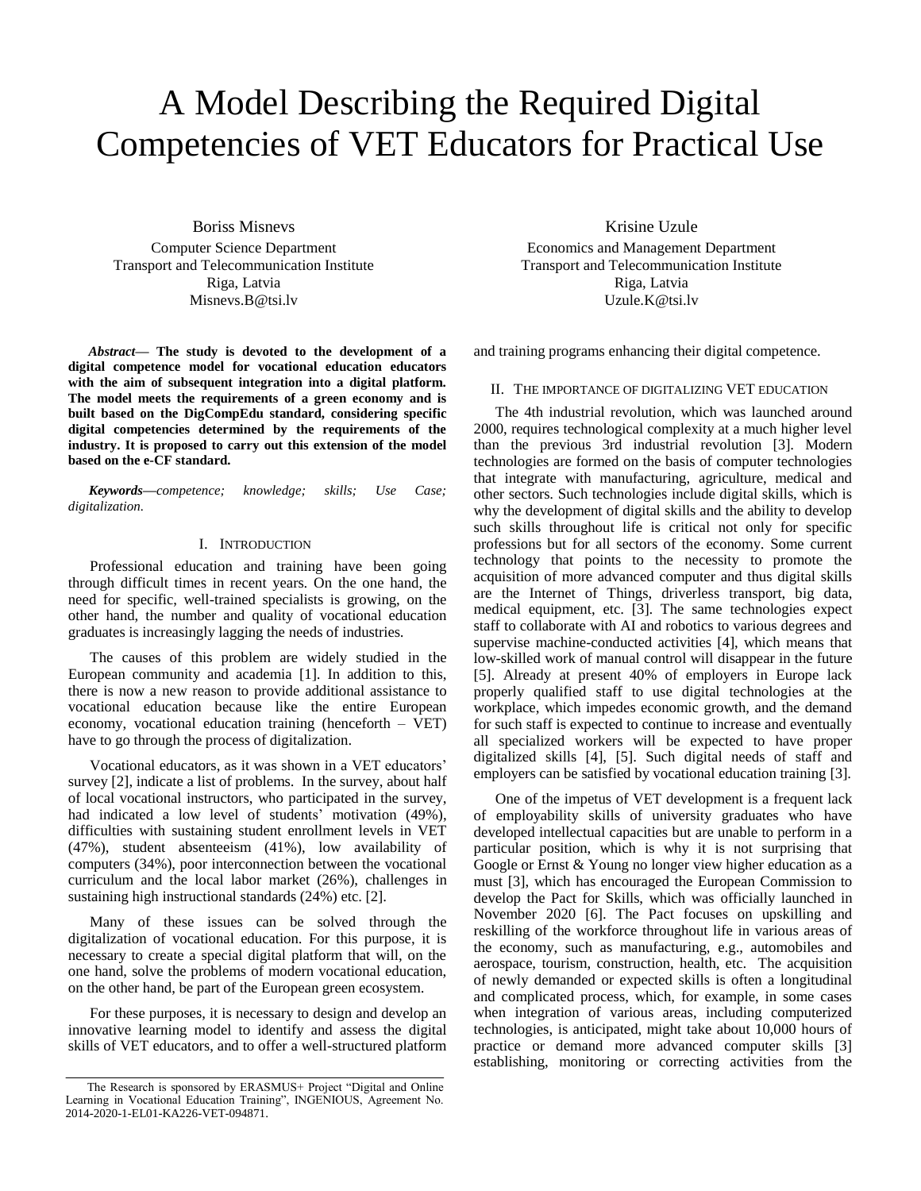# A Model Describing the Required Digital Competencies of VET Educators for Practical Use

Boriss Misnevs
Computer Science Department
Transport and Telecommunication Institute
Riga, Latvia
Misnevs.B@tsi.lv

Krisine Uzule
Economics and Management Department
Transport and Telecommunication Institute
Riga, Latvia
Uzule.K@tsi.lv

***Abstract*— The study is devoted to the development of a digital competence model for vocational education educators with the aim of subsequent integration into a digital platform. The model meets the requirements of a green economy and is built based on the DigCompEdu standard, considering specific digital competencies determined by the requirements of the industry. It is proposed to carry out this extension of the model based on the e-CF standard.**

***Keywords*—*competence; knowledge; skills; Use Case; digitalization.***

## I. Introduction

Professional education and training have been going through difficult times in recent years. On the one hand, the need for specific, well-trained specialists is growing, on the other hand, the number and quality of vocational education graduates is increasingly lagging the needs of industries.

The causes of this problem are widely studied in the European community and academia [1]. In addition to this, there is now a new reason to provide additional assistance to vocational education because like the entire European economy, vocational education training (henceforth – VET) have to go through the process of digitalization.

Vocational educators, as it was shown in a VET educators' survey [2], indicate a list of problems. In the survey, about half of local vocational instructors, who participated in the survey, had indicated a low level of students' motivation (49%), difficulties with sustaining student enrollment levels in VET (47%), student absenteeism (41%), low availability of computers (34%), poor interconnection between the vocational curriculum and the local labor market (26%), challenges in sustaining high instructional standards (24%) etc. [2].

Many of these issues can be solved through the digitalization of vocational education. For this purpose, it is necessary to create a special digital platform that will, on the one hand, solve the problems of modern vocational education, on the other hand, be part of the European green ecosystem.

For these purposes, it is necessary to design and develop an innovative learning model to identify and assess the digital skills of VET educators, and to offer a well-structured platform and training programs enhancing their digital competence.

## II. The importance of digitalizing VET education

The 4th industrial revolution, which was launched around 2000, requires technological complexity at a much higher level than the previous 3rd industrial revolution [3]. Modern technologies are formed on the basis of computer technologies that integrate with manufacturing, agriculture, medical and other sectors. Such technologies include digital skills, which is why the development of digital skills and the ability to develop such skills throughout life is critical not only for specific professions but for all sectors of the economy. Some current technology that points to the necessity to promote the acquisition of more advanced computer and thus digital skills are the Internet of Things, driverless transport, big data, medical equipment, etc. [3]. The same technologies expect staff to collaborate with AI and robotics to various degrees and supervise machine-conducted activities [4], which means that low-skilled work of manual control will disappear in the future [5]. Already at present 40% of employers in Europe lack properly qualified staff to use digital technologies at the workplace, which impedes economic growth, and the demand for such staff is expected to continue to increase and eventually all specialized workers will be expected to have proper digitalized skills [4], [5]. Such digital needs of staff and employers can be satisfied by vocational education training [3].

One of the impetus of VET development is a frequent lack of employability skills of university graduates who have developed intellectual capacities but are unable to perform in a particular position, which is why it is not surprising that Google or Ernst & Young no longer view higher education as a must [3], which has encouraged the European Commission to develop the Pact for Skills, which was officially launched in November 2020 [6]. The Pact focuses on upskilling and reskilling of the workforce throughout life in various areas of the economy, such as manufacturing, e.g., automobiles and aerospace, tourism, construction, health, etc. The acquisition of newly demanded or expected skills is often a longitudinal and complicated process, which, for example, in some cases when integration of various areas, including computerized technologies, is anticipated, might take about 10,000 hours of practice or demand more advanced computer skills [3] establishing, monitoring or correcting activities from the

The Research is sponsored by ERASMUS+ Project "Digital and Online Learning in Vocational Education Training", INGENIOUS, Agreement No. 2014-2020-1-EL01-KA226-VET-094871.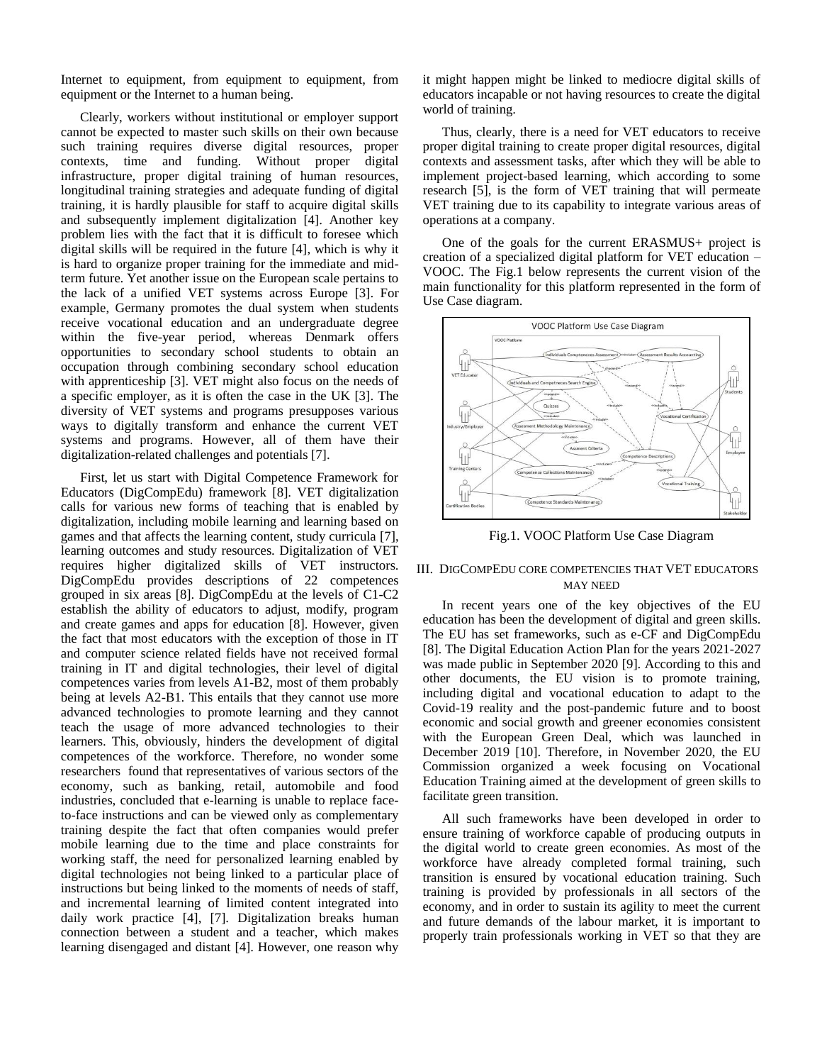Internet to equipment, from equipment to equipment, from equipment or the Internet to a human being.

Clearly, workers without institutional or employer support cannot be expected to master such skills on their own because such training requires diverse digital resources, proper contexts, time and funding. Without proper digital infrastructure, proper digital training of human resources, longitudinal training strategies and adequate funding of digital training, it is hardly plausible for staff to acquire digital skills and subsequently implement digitalization [4]. Another key problem lies with the fact that it is difficult to foresee which digital skills will be required in the future [4], which is why it is hard to organize proper training for the immediate and mid-term future. Yet another issue on the European scale pertains to the lack of a unified VET systems across Europe [3]. For example, Germany promotes the dual system when students receive vocational education and an undergraduate degree within the five-year period, whereas Denmark offers opportunities to secondary school students to obtain an occupation through combining secondary school education with apprenticeship [3]. VET might also focus on the needs of a specific employer, as it is often the case in the UK [3]. The diversity of VET systems and programs presupposes various ways to digitally transform and enhance the current VET systems and programs. However, all of them have their digitalization-related challenges and potentials [7].

First, let us start with Digital Competence Framework for Educators (DigCompEdu) framework [8]. VET digitalization calls for various new forms of teaching that is enabled by digitalization, including mobile learning and learning based on games and that affects the learning content, study curricula [7], learning outcomes and study resources. Digitalization of VET requires higher digitalized skills of VET instructors. DigCompEdu provides descriptions of 22 competences grouped in six areas [8]. DigCompEdu at the levels of C1-C2 establish the ability of educators to adjust, modify, program and create games and apps for education [8]. However, given the fact that most educators with the exception of those in IT and computer science related fields have not received formal training in IT and digital technologies, their level of digital competences varies from levels A1-B2, most of them probably being at levels A2-B1. This entails that they cannot use more advanced technologies to promote learning and they cannot teach the usage of more advanced technologies to their learners. This, obviously, hinders the development of digital competences of the workforce. Therefore, no wonder some researchers found that representatives of various sectors of the economy, such as banking, retail, automobile and food industries, concluded that e-learning is unable to replace face-to-face instructions and can be viewed only as complementary training despite the fact that often companies would prefer mobile learning due to the time and place constraints for working staff, the need for personalized learning enabled by digital technologies not being linked to a particular place of instructions but being linked to the moments of needs of staff, and incremental learning of limited content integrated into daily work practice [4], [7]. Digitalization breaks human connection between a student and a teacher, which makes learning disengaged and distant [4]. However, one reason why it might happen might be linked to mediocre digital skills of educators incapable or not having resources to create the digital world of training.

Thus, clearly, there is a need for VET educators to receive proper digital training to create proper digital resources, digital contexts and assessment tasks, after which they will be able to implement project-based learning, which according to some research [5], is the form of VET training that will permeate VET training due to its capability to integrate various areas of operations at a company.

One of the goals for the current ERASMUS+ project is creation of a specialized digital platform for VET education – VOOC. The Fig.1 below represents the current vision of the main functionality for this platform represented in the form of Use Case diagram.

Fig.1. VOOC Platform Use Case Diagram

## III. DigCompEdu Core Competencies That VET Educators May Need

In recent years one of the key objectives of the EU education has been the development of digital and green skills. The EU has set frameworks, such as e-CF and DigCompEdu [8]. The Digital Education Action Plan for the years 2021-2027 was made public in September 2020 [9]. According to this and other documents, the EU vision is to promote training, including digital and vocational education to adapt to the Covid-19 reality and the post-pandemic future and to boost economic and social growth and greener economies consistent with the European Green Deal, which was launched in December 2019 [10]. Therefore, in November 2020, the EU Commission organized a week focusing on Vocational Education Training aimed at the development of green skills to facilitate green transition.

All such frameworks have been developed in order to ensure training of workforce capable of producing outputs in the digital world to create green economies. As most of the workforce have already completed formal training, such transition is ensured by vocational education training. Such training is provided by professionals in all sectors of the economy, and in order to sustain its agility to meet the current and future demands of the labour market, it is important to properly train professionals working in VET so that they are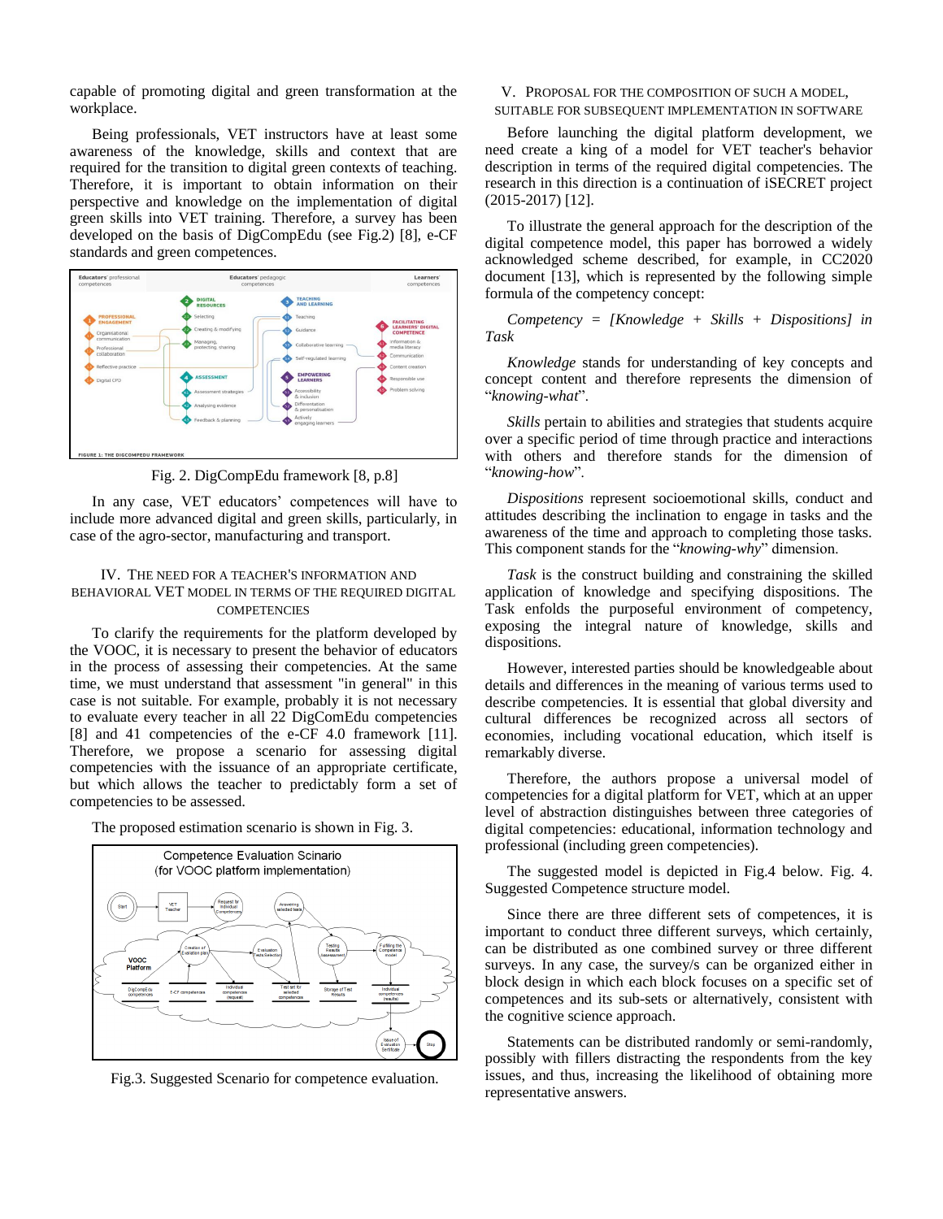capable of promoting digital and green transformation at the workplace.

Being professionals, VET instructors have at least some awareness of the knowledge, skills and context that are required for the transition to digital green contexts of teaching. Therefore, it is important to obtain information on their perspective and knowledge on the implementation of digital green skills into VET training. Therefore, a survey has been developed on the basis of DigCompEdu (see Fig.2) [8], e-CF standards and green competences.

Fig. 2. DigCompEdu framework [8, p.8]

In any case, VET educators' competences will have to include more advanced digital and green skills, particularly, in case of the agro-sector, manufacturing and transport.

## IV. The need for a teacher's information and behavioral VET model in terms of the required digital competencies

To clarify the requirements for the platform developed by the VOOC, it is necessary to present the behavior of educators in the process of assessing their competencies. At the same time, we must understand that assessment "in general" in this case is not suitable. For example, probably it is not necessary to evaluate every teacher in all 22 DigComEdu competencies [8] and 41 competencies of the e-CF 4.0 framework [11]. Therefore, we propose a scenario for assessing digital competencies with the issuance of an appropriate certificate, but which allows the teacher to predictably form a set of competencies to be assessed.

The proposed estimation scenario is shown in Fig. 3.

Fig.3. Suggested Scenario for competence evaluation.

## V. Proposal for the composition of such a model, suitable for subsequent implementation in software

Before launching the digital platform development, we need create a king of a model for VET teacher's behavior description in terms of the required digital competencies. The research in this direction is a continuation of iSECRET project (2015-2017) [12].

To illustrate the general approach for the description of the digital competence model, this paper has borrowed a widely acknowledged scheme described, for example, in CC2020 document [13], which is represented by the following simple formula of the competency concept:

*Competency = [Knowledge + Skills + Dispositions] in Task*

*Knowledge* stands for understanding of key concepts and concept content and therefore represents the dimension of "*knowing-what*".

*Skills* pertain to abilities and strategies that students acquire over a specific period of time through practice and interactions with others and therefore stands for the dimension of "*knowing-how*".

*Dispositions* represent socioemotional skills, conduct and attitudes describing the inclination to engage in tasks and the awareness of the time and approach to completing those tasks. This component stands for the "*knowing-why*" dimension.

*Task* is the construct building and constraining the skilled application of knowledge and specifying dispositions. The Task enfolds the purposeful environment of competency, exposing the integral nature of knowledge, skills and dispositions.

However, interested parties should be knowledgeable about details and differences in the meaning of various terms used to describe competencies. It is essential that global diversity and cultural differences be recognized across all sectors of economies, including vocational education, which itself is remarkably diverse.

Therefore, the authors propose a universal model of competencies for a digital platform for VET, which at an upper level of abstraction distinguishes between three categories of digital competencies: educational, information technology and professional (including green competencies).

The suggested model is depicted in Fig.4 below. Fig. 4. Suggested Competence structure model.

Since there are three different sets of competences, it is important to conduct three different surveys, which certainly, can be distributed as one combined survey or three different surveys. In any case, the survey/s can be organized either in block design in which each block focuses on a specific set of competences and its sub-sets or alternatively, consistent with the cognitive science approach.

Statements can be distributed randomly or semi-randomly, possibly with fillers distracting the respondents from the key issues, and thus, increasing the likelihood of obtaining more representative answers.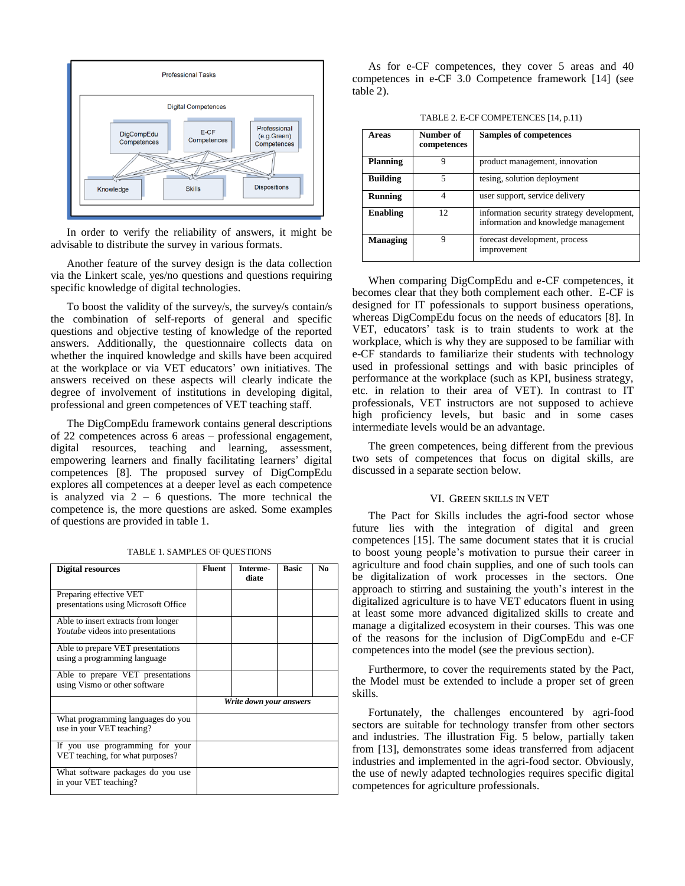In order to verify the reliability of answers, it might be advisable to distribute the survey in various formats.

Another feature of the survey design is the data collection via the Linkert scale, yes/no questions and questions requiring specific knowledge of digital technologies.

To boost the validity of the survey/s, the survey/s contain/s the combination of self-reports of general and specific questions and objective testing of knowledge of the reported answers. Additionally, the questionnaire collects data on whether the inquired knowledge and skills have been acquired at the workplace or via VET educators' own initiatives. The answers received on these aspects will clearly indicate the degree of involvement of institutions in developing digital, professional and green competences of VET teaching staff.

The DigCompEdu framework contains general descriptions of 22 competences across 6 areas – professional engagement, digital resources, teaching and learning, assessment, empowering learners and finally facilitating learners' digital competences [8]. The proposed survey of DigCompEdu explores all competences at a deeper level as each competence is analyzed via 2 – 6 questions. The more technical the competence is, the more questions are asked. Some examples of questions are provided in table 1.

TABLE 1. SAMPLES OF QUESTIONS

| Digital resources | Fluent | Interme-diate | Basic | No |
|---|---|---|---|---|
| Preparing effective VET presentations using Microsoft Office | | | | |
| Able to insert extracts from longer *Youtube* videos into presentations | | | | |
| Able to prepare VET presentations using a programming language | | | | |
| Able to prepare VET presentations using Vismo or other software | | | | |
| | ***Write down your answers*** | | | |
| What programming languages do you use in your VET teaching? | | | | |
| If you use programming for your VET teaching, for what purposes? | | | | |
| What software packages do you use in your VET teaching? | | | | |

As for e-CF competences, they cover 5 areas and 40 competences in e-CF 3.0 Competence framework [14] (see table 2).

TABLE 2. E-CF COMPETENCES [14, p.11)

| Areas | Number of competences | Samples of competences |
|---|---|---|
| **Planning** | 9 | product management, innovation |
| **Building** | 5 | tesing, solution deployment |
| **Running** | 4 | user support, service delivery |
| **Enabling** | 12 | information security strategy development, information and knowledge management |
| **Managing** | 9 | forecast development, process improvement |

When comparing DigCompEdu and e-CF competences, it becomes clear that they both complement each other. E-CF is designed for IT pofessionals to support business operations, whereas DigCompEdu focus on the needs of educators [8]. In VET, educators' task is to train students to work at the workplace, which is why they are supposed to be familiar with e-CF standards to familiarize their students with technology used in professional settings and with basic principles of performance at the workplace (such as KPI, business strategy, etc. in relation to their area of VET). In contrast to IT professionals, VET instructors are not supposed to achieve high proficiency levels, but basic and in some cases intermediate levels would be an advantage.

The green competences, being different from the previous two sets of competences that focus on digital skills, are discussed in a separate section below.

## VI. GREEN SKILLS IN VET

The Pact for Skills includes the agri-food sector whose future lies with the integration of digital and green competences [15]. The same document states that it is crucial to boost young people's motivation to pursue their career in agriculture and food chain supplies, and one of such tools can be digitalization of work processes in the sectors. One approach to stirring and sustaining the youth's interest in the digitalized agriculture is to have VET educators fluent in using at least some more advanced digitalized skills to create and manage a digitalized ecosystem in their courses. This was one of the reasons for the inclusion of DigCompEdu and e-CF competences into the model (see the previous section).

Furthermore, to cover the requirements stated by the Pact, the Model must be extended to include a proper set of green skills.

Fortunately, the challenges encountered by agri-food sectors are suitable for technology transfer from other sectors and industries. The illustration Fig. 5 below, partially taken from [13], demonstrates some ideas transferred from adjacent industries and implemented in the agri-food sector. Obviously, the use of newly adapted technologies requires specific digital competences for agriculture professionals.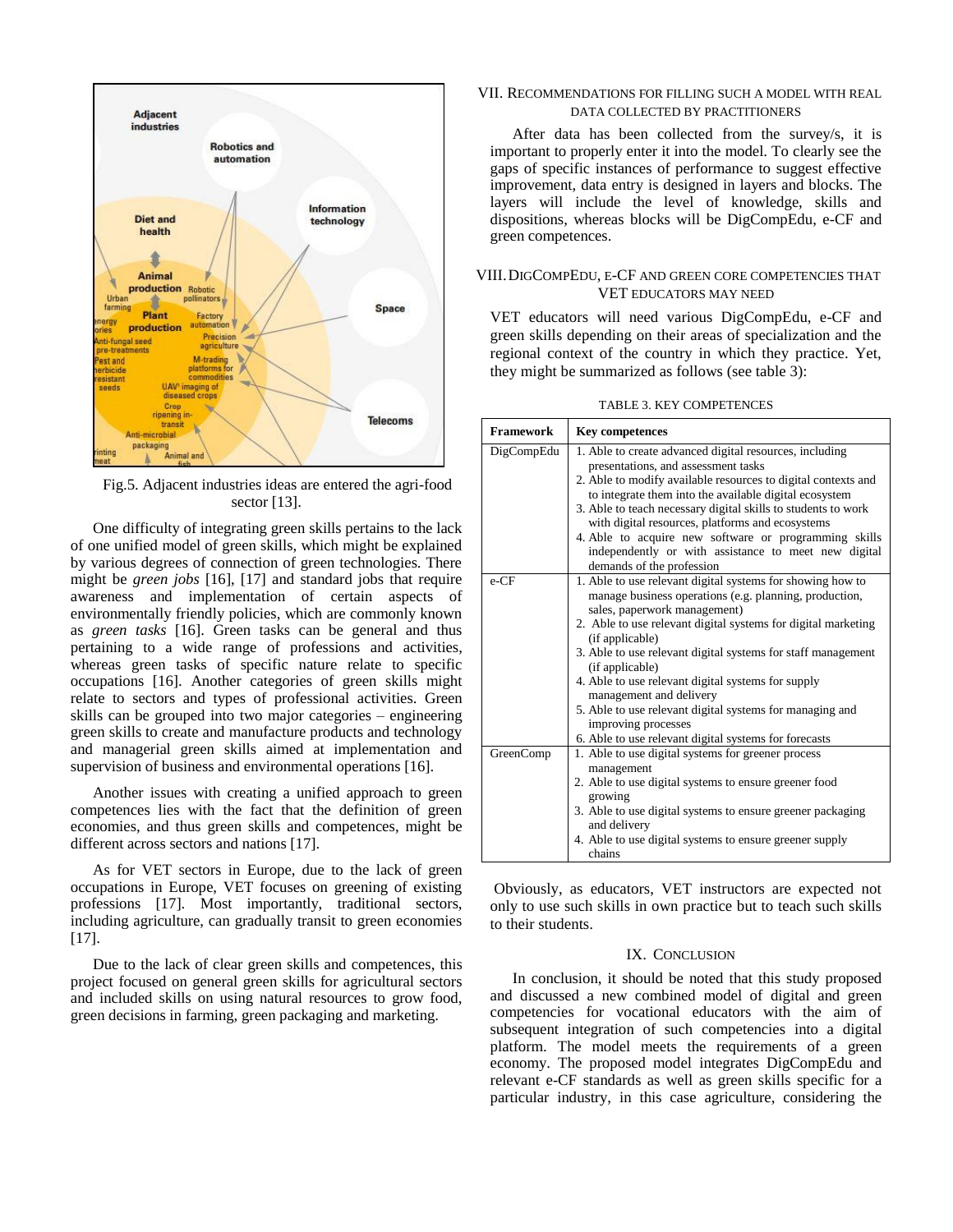Fig.5. Adjacent industries ideas are entered the agri-food sector [13].

One difficulty of integrating green skills pertains to the lack of one unified model of green skills, which might be explained by various degrees of connection of green technologies. There might be *green jobs* [16], [17] and standard jobs that require awareness and implementation of certain aspects of environmentally friendly policies, which are commonly known as *green tasks* [16]. Green tasks can be general and thus pertaining to a wide range of professions and activities, whereas green tasks of specific nature relate to specific occupations [16]. Another categories of green skills might relate to sectors and types of professional activities. Green skills can be grouped into two major categories – engineering green skills to create and manufacture products and technology and managerial green skills aimed at implementation and supervision of business and environmental operations [16].

Another issues with creating a unified approach to green competences lies with the fact that the definition of green economies, and thus green skills and competences, might be different across sectors and nations [17].

As for VET sectors in Europe, due to the lack of green occupations in Europe, VET focuses on greening of existing professions [17]. Most importantly, traditional sectors, including agriculture, can gradually transit to green economies [17].

Due to the lack of clear green skills and competences, this project focused on general green skills for agricultural sectors and included skills on using natural resources to grow food, green decisions in farming, green packaging and marketing.

## VII. Recommendations for Filling Such a Model with Real Data Collected by Practitioners

After data has been collected from the survey/s, it is important to properly enter it into the model. To clearly see the gaps of specific instances of performance to suggest effective improvement, data entry is designed in layers and blocks. The layers will include the level of knowledge, skills and dispositions, whereas blocks will be DigCompEdu, e-CF and green competences.

## VIII. DigCompEdu, e-CF and Green Core Competencies That VET Educators May Need

VET educators will need various DigCompEdu, e-CF and green skills depending on their areas of specialization and the regional context of the country in which they practice. Yet, they might be summarized as follows (see table 3):

TABLE 3. KEY COMPETENCES

| **Framework** | **Key competences** |
|---|---|
| DigCompEdu | 1. Able to create advanced digital resources, including presentations, and assessment tasks<br>2. Able to modify available resources to digital contexts and to integrate them into the available digital ecosystem<br>3. Able to teach necessary digital skills to students to work with digital resources, platforms and ecosystems<br>4. Able to acquire new software or programming skills independently or with assistance to meet new digital demands of the profession |
| e-CF | 1. Able to use relevant digital systems for showing how to manage business operations (e.g. planning, production, sales, paperwork management)<br>2. Able to use relevant digital systems for digital marketing (if applicable)<br>3. Able to use relevant digital systems for staff management (if applicable)<br>4. Able to use relevant digital systems for supply management and delivery<br>5. Able to use relevant digital systems for managing and improving processes<br>6. Able to use relevant digital systems for forecasts |
| GreenComp | 1. Able to use digital systems for greener process management<br>2. Able to use digital systems to ensure greener food growing<br>3. Able to use digital systems to ensure greener packaging and delivery<br>4. Able to use digital systems to ensure greener supply chains |

Obviously, as educators, VET instructors are expected not only to use such skills in own practice but to teach such skills to their students.

## IX. Conclusion

In conclusion, it should be noted that this study proposed and discussed a new combined model of digital and green competencies for vocational educators with the aim of subsequent integration of such competencies into a digital platform. The model meets the requirements of a green economy. The proposed model integrates DigCompEdu and relevant e-CF standards as well as green skills specific for a particular industry, in this case agriculture, considering the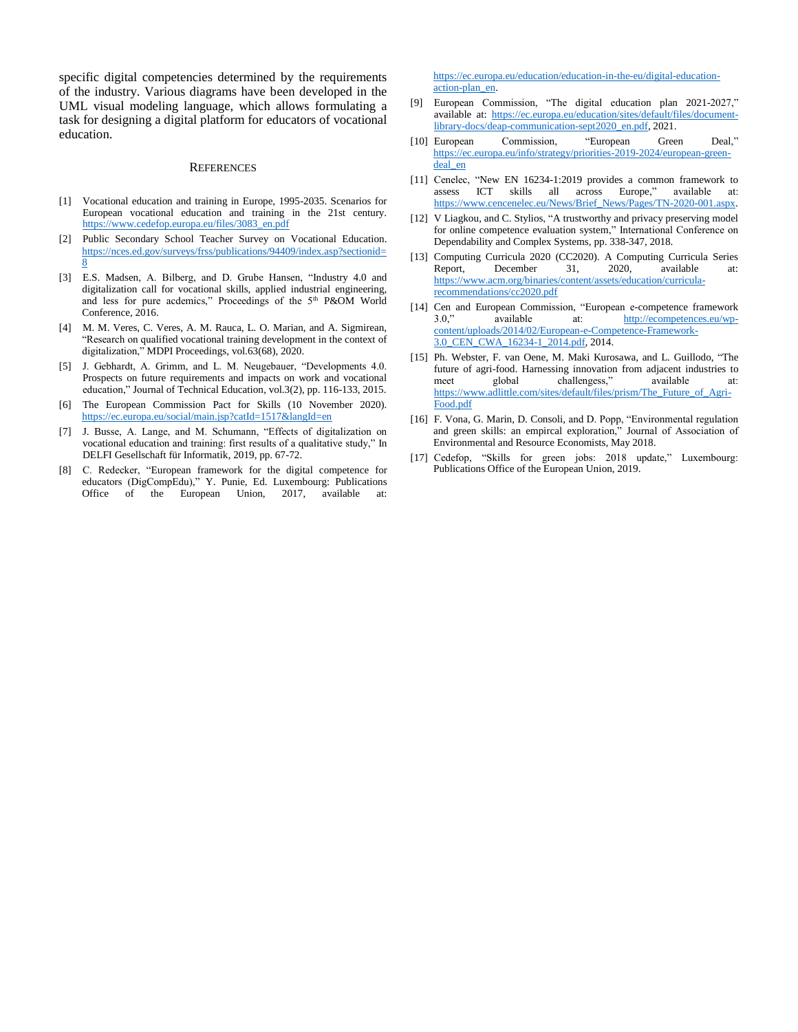specific digital competencies determined by the requirements of the industry. Various diagrams have been developed in the UML visual modeling language, which allows formulating a task for designing a digital platform for educators of vocational education.

## References

[1] Vocational education and training in Europe, 1995-2035. Scenarios for European vocational education and training in the 21st century. https://www.cedefop.europa.eu/files/3083_en.pdf

[2] Public Secondary School Teacher Survey on Vocational Education. https://nces.ed.gov/surveys/frss/publications/94409/index.asp?sectionid=8

[3] E.S. Madsen, A. Bilberg, and D. Grube Hansen, "Industry 4.0 and digitalization call for vocational skills, applied industrial engineering, and less for pure acdemics," Proceedings of the 5th P&OM World Conference, 2016.

[4] M. M. Veres, C. Veres, A. M. Rauca, L. O. Marian, and A. Sigmirean, "Research on qualified vocational training development in the context of digitalization," MDPI Proceedings, vol.63(68), 2020.

[5] J. Gebhardt, A. Grimm, and L. M. Neugebauer, "Developments 4.0. Prospects on future requirements and impacts on work and vocational education," Journal of Technical Education, vol.3(2), pp. 116-133, 2015.

[6] The European Commission Pact for Skills (10 November 2020). https://ec.europa.eu/social/main.jsp?catId=1517&langId=en

[7] J. Busse, A. Lange, and M. Schumann, "Effects of digitalization on vocational education and training: first results of a qualitative study," In DELFI Gesellschaft für Informatik, 2019, pp. 67-72.

[8] C. Redecker, "European framework for the digital competence for educators (DigCompEdu)," Y. Punie, Ed. Luxembourg: Publications Office of the European Union, 2017, available at: https://ec.europa.eu/education/education-in-the-eu/digital-education-action-plan_en.

[9] European Commission, "The digital education plan 2021-2027," available at: https://ec.europa.eu/education/sites/default/files/document-library-docs/deap-communication-sept2020_en.pdf, 2021.

[10] European Commission, "European Green Deal," https://ec.europa.eu/info/strategy/priorities-2019-2024/european-green-deal_en

[11] Cenelec, "New EN 16234-1:2019 provides a common framework to assess ICT skills all across Europe," available at: https://www.cencenelec.eu/News/Brief_News/Pages/TN-2020-001.aspx.

[12] V Liagkou, and C. Stylios, "A trustworthy and privacy preserving model for online competence evaluation system," International Conference on Dependability and Complex Systems, pp. 338-347, 2018.

[13] Computing Curricula 2020 (CC2020). A Computing Curricula Series Report, December 31, 2020, available at: https://www.acm.org/binaries/content/assets/education/curricula-recommendations/cc2020.pdf

[14] Cen and European Commission, "European e-competence framework 3.0," available at: http://ecompetences.eu/wp-content/uploads/2014/02/European-e-Competence-Framework-3.0_CEN_CWA_16234-1_2014.pdf, 2014.

[15] Ph. Webster, F. van Oene, M. Maki Kurosawa, and L. Guillodo, "The future of agri-food. Harnessing innovation from adjacent industries to meet global challengess," available at: https://www.adlittle.com/sites/default/files/prism/The_Future_of_Agri-Food.pdf

[16] F. Vona, G. Marin, D. Consoli, and D. Popp, "Environmental regulation and green skills: an empircal exploration," Journal of Association of Environmental and Resource Economists, May 2018.

[17] Cedefop, "Skills for green jobs: 2018 update," Luxembourg: Publications Office of the European Union, 2019.